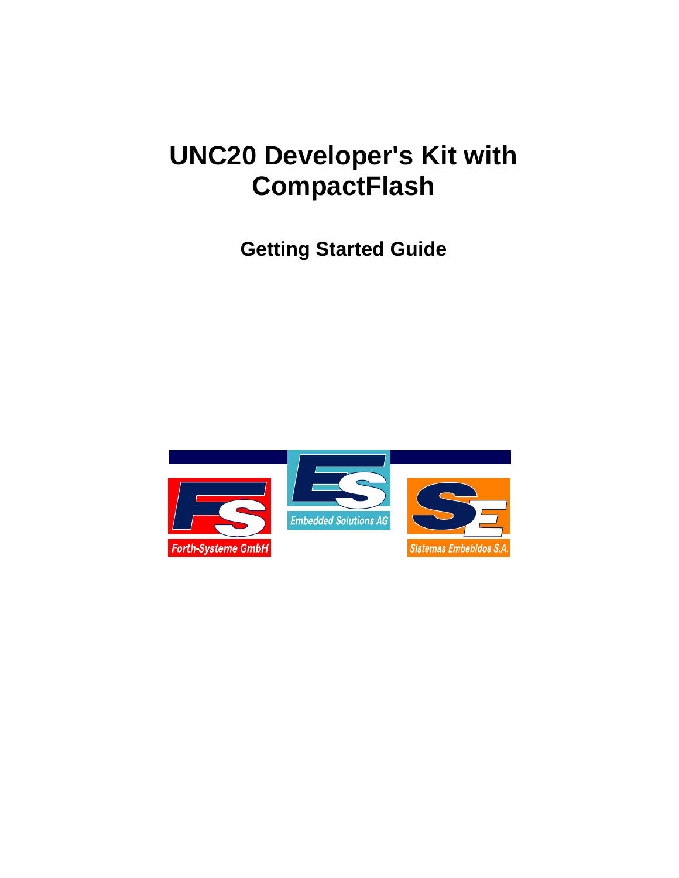# UNC20 Developer's Kit with CompactFlash

## Getting Started Guide

Forth-Systeme GmbH

Embedded Solutions AG

Sistemas Embebidos S.A.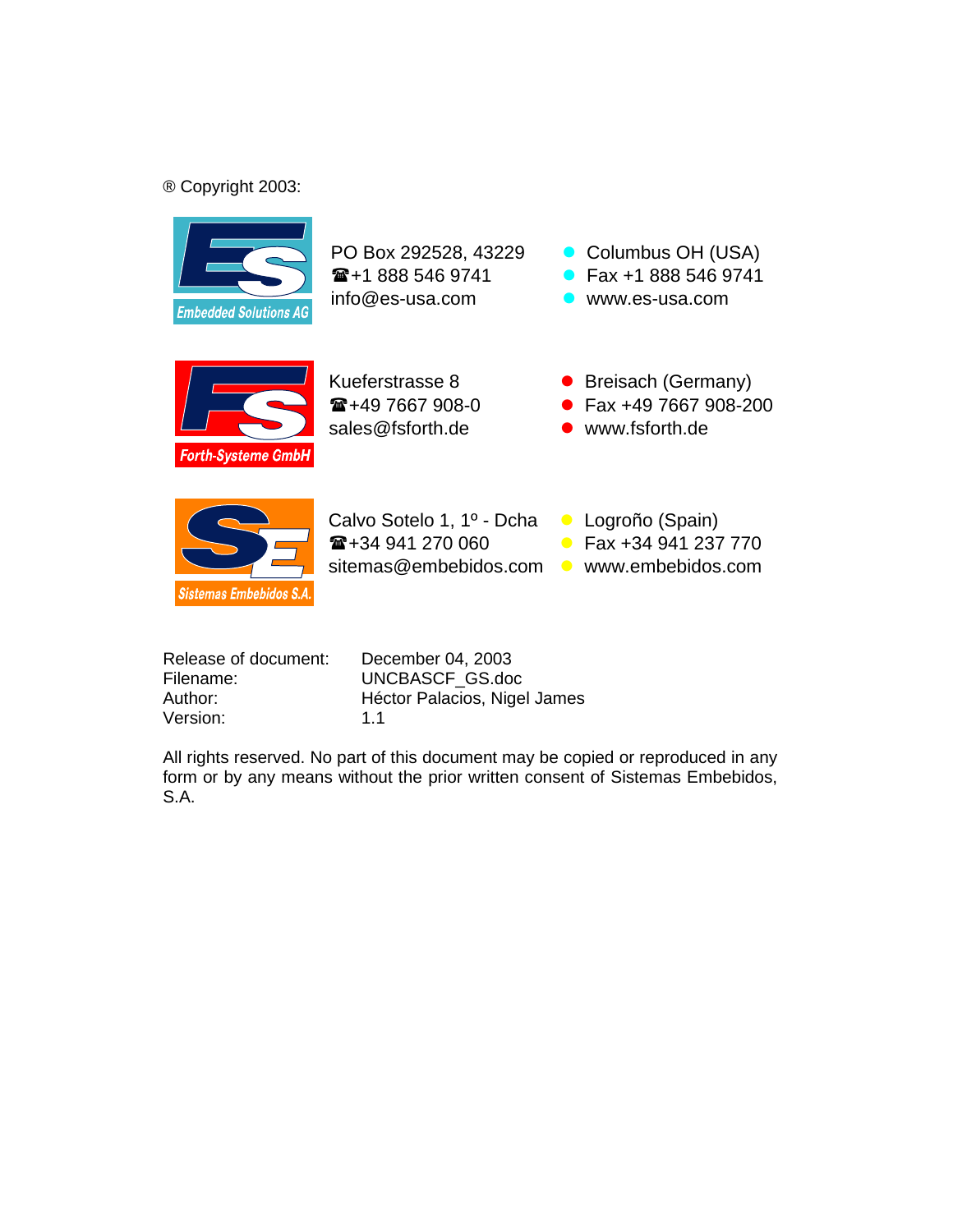® Copyright 2003:

Embedded Solutions AG

PO Box 292528, 43229
☎+1 888 546 9741
info@es-usa.com

- Columbus OH (USA)
- Fax +1 888 546 9741
- www.es-usa.com

Forth-Systeme GmbH

Kueferstrasse 8
☎+49 7667 908-0
sales@fsforth.de

- Breisach (Germany)
- Fax +49 7667 908-200
- www.fsforth.de

Sistemas Embebidos S.A.

Calvo Sotelo 1, 1º - Dcha
☎+34 941 270 060
sitemas@embebidos.com

- Logroño (Spain)
- Fax +34 941 237 770
- www.embebidos.com

| | |
|---|---|
| Release of document: | December 04, 2003 |
| Filename: | UNCBASCF_GS.doc |
| Author: | Héctor Palacios, Nigel James |
| Version: | 1.1 |

All rights reserved. No part of this document may be copied or reproduced in any form or by any means without the prior written consent of Sistemas Embebidos, S.A.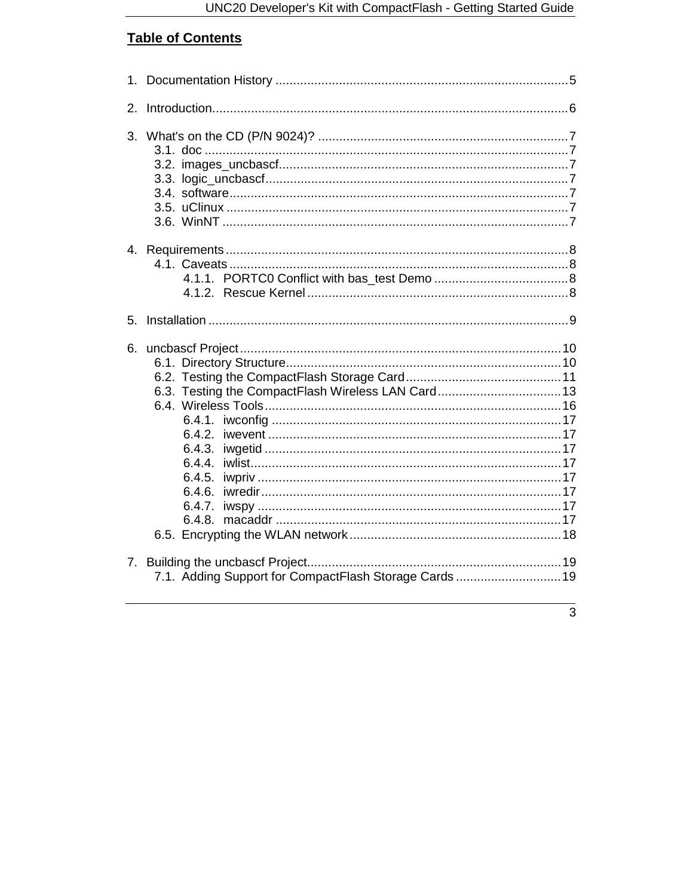## Table of Contents

1. Documentation History ........................................................................................ 5

2. Introduction........................................................................................................ 6

3. What's on the CD (P/N 9024)? ........................................................................ 7
    - 3.1. doc ........................................................................................................ 7
    - 3.2. images_uncbascf.................................................................................. 7
    - 3.3. logic_uncbascf...................................................................................... 7
    - 3.4. software................................................................................................ 7
    - 3.5. uClinux ................................................................................................. 7
    - 3.6. WinNT .................................................................................................. 7

4. Requirements .................................................................................................... 8
    - 4.1. Caveats ................................................................................................. 8
        - 4.1.1. PORTC0 Conflict with bas_test Demo ...................................... 8
        - 4.1.2. Rescue Kernel ........................................................................... 8

5. Installation ......................................................................................................... 9

6. uncbascf Project ............................................................................................. 10
    - 6.1. Directory Structure.............................................................................. 10
    - 6.2. Testing the CompactFlash Storage Card ............................................ 11
    - 6.3. Testing the CompactFlash Wireless LAN Card ................................... 13
    - 6.4. Wireless Tools .................................................................................... 16
        - 6.4.1. iwconfig ................................................................................... 17
        - 6.4.2. iwevent .................................................................................... 17
        - 6.4.3. iwgetid ..................................................................................... 17
        - 6.4.4. iwlist......................................................................................... 17
        - 6.4.5. iwpriv ....................................................................................... 17
        - 6.4.6. iwredir...................................................................................... 17
        - 6.4.7. iwspy ....................................................................................... 17
        - 6.4.8. macaddr .................................................................................. 17
    - 6.5. Encrypting the WLAN network ............................................................ 18

7. Building the uncbascf Project........................................................................ 19
    - 7.1. Adding Support for CompactFlash Storage Cards .............................. 19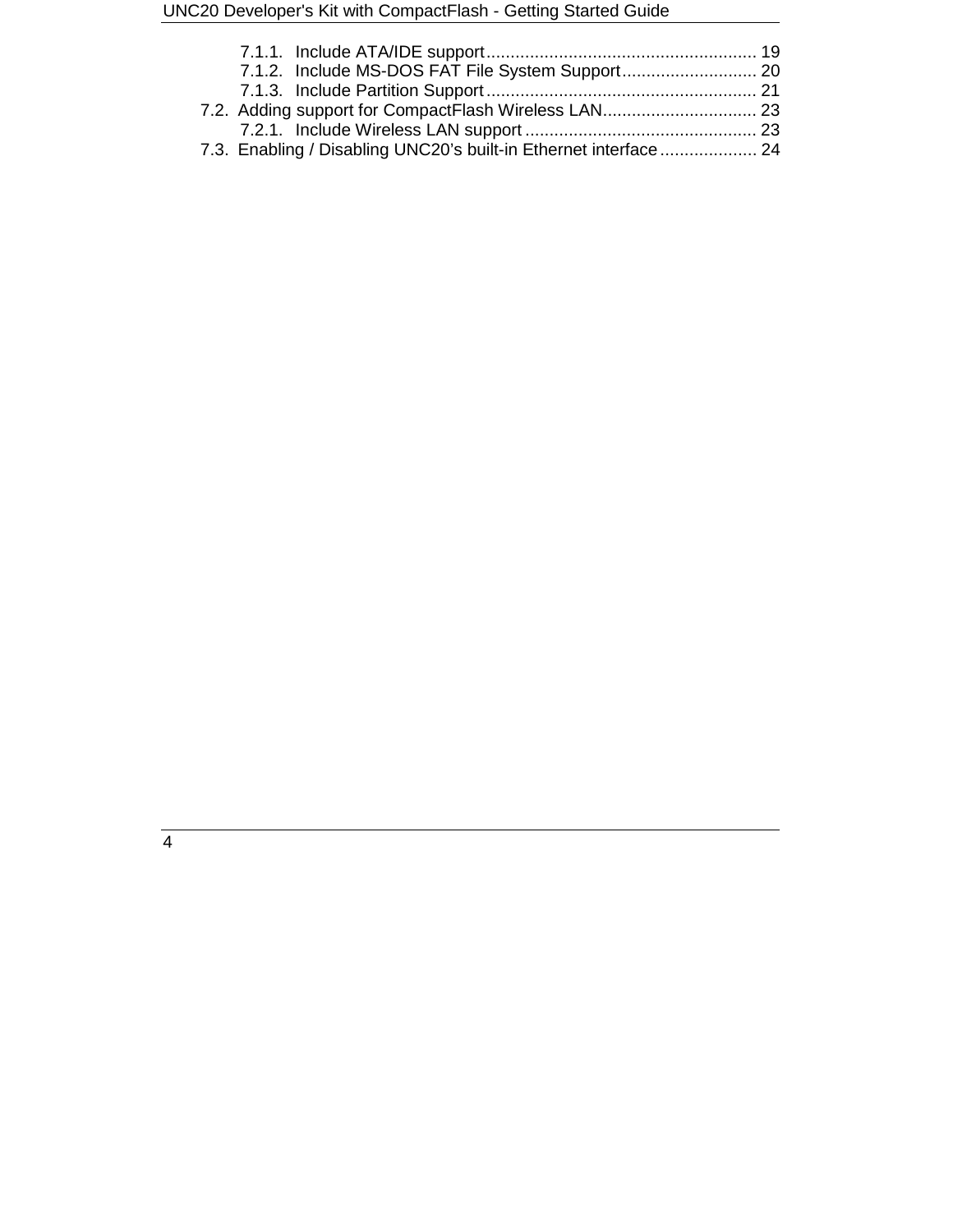- 7.1.1. Include ATA/IDE support ........................................................ 19
- 7.1.2. Include MS-DOS FAT File System Support ............................ 20
- 7.1.3. Include Partition Support ........................................................ 21
- 7.2. Adding support for CompactFlash Wireless LAN ................................ 23
  - 7.2.1. Include Wireless LAN support ................................................ 23
- 7.3. Enabling / Disabling UNC20's built-in Ethernet interface .................... 24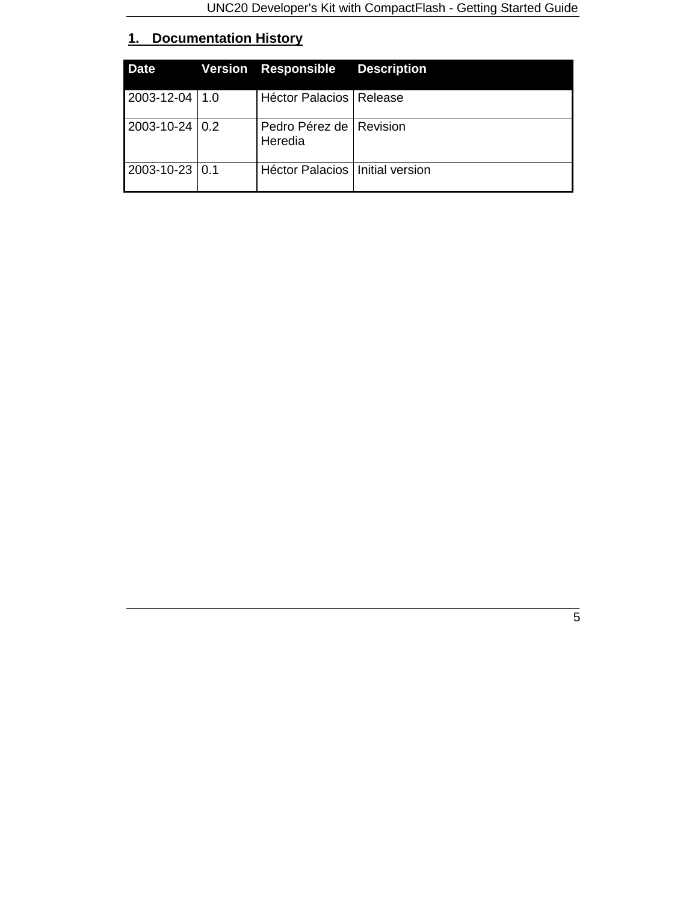# 1. Documentation History

| Date | Version | Responsible | Description |
| --- | --- | --- | --- |
| 2003-12-04 | 1.0 | Héctor Palacios | Release |
| 2003-10-24 | 0.2 | Pedro Pérez de Heredia | Revision |
| 2003-10-23 | 0.1 | Héctor Palacios | Initial version |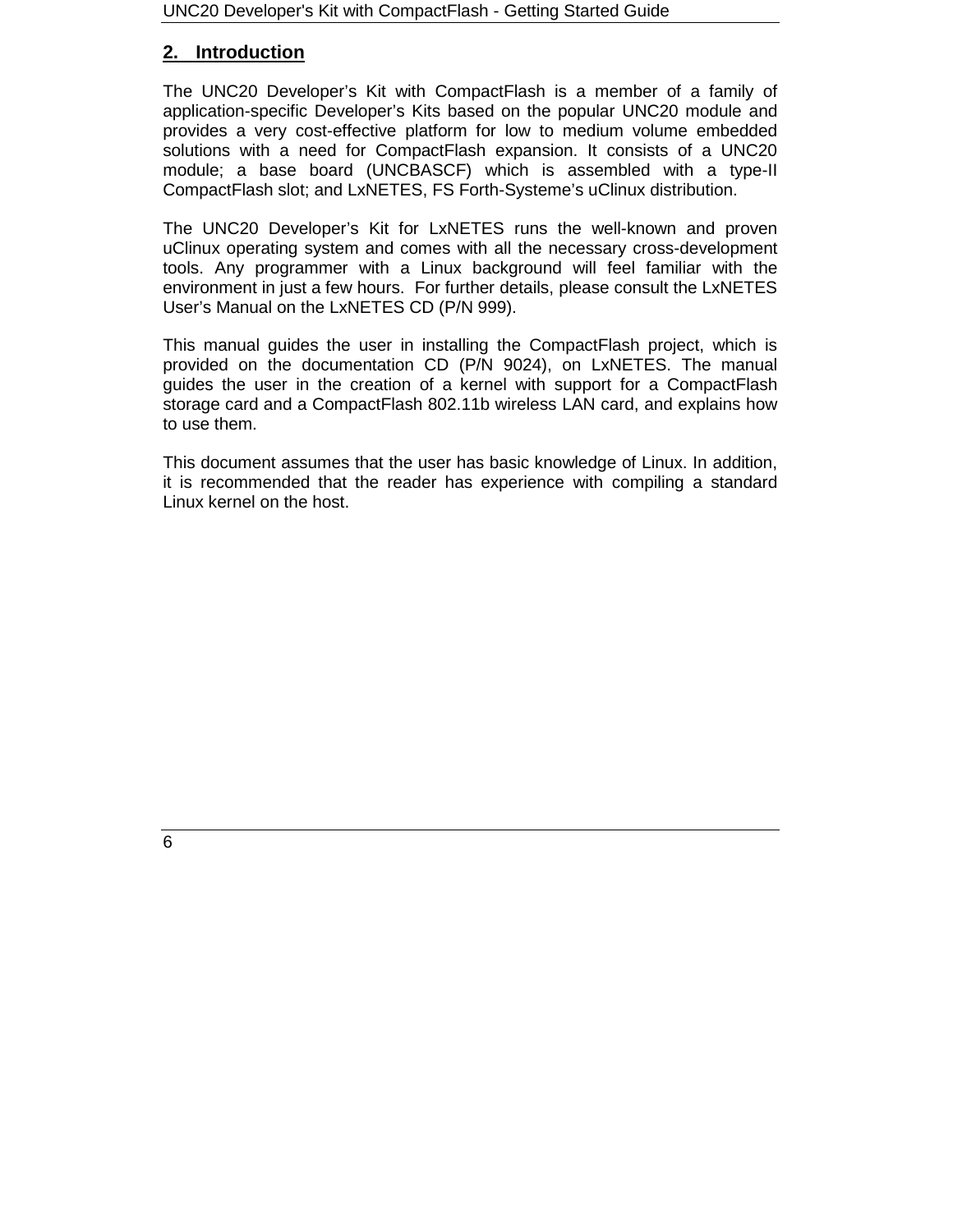## 2. Introduction

The UNC20 Developer's Kit with CompactFlash is a member of a family of application-specific Developer's Kits based on the popular UNC20 module and provides a very cost-effective platform for low to medium volume embedded solutions with a need for CompactFlash expansion. It consists of a UNC20 module; a base board (UNCBASCF) which is assembled with a type-II CompactFlash slot; and LxNETES, FS Forth-Systeme's uClinux distribution.

The UNC20 Developer's Kit for LxNETES runs the well-known and proven uClinux operating system and comes with all the necessary cross-development tools. Any programmer with a Linux background will feel familiar with the environment in just a few hours. For further details, please consult the LxNETES User's Manual on the LxNETES CD (P/N 999).

This manual guides the user in installing the CompactFlash project, which is provided on the documentation CD (P/N 9024), on LxNETES. The manual guides the user in the creation of a kernel with support for a CompactFlash storage card and a CompactFlash 802.11b wireless LAN card, and explains how to use them.

This document assumes that the user has basic knowledge of Linux. In addition, it is recommended that the reader has experience with compiling a standard Linux kernel on the host.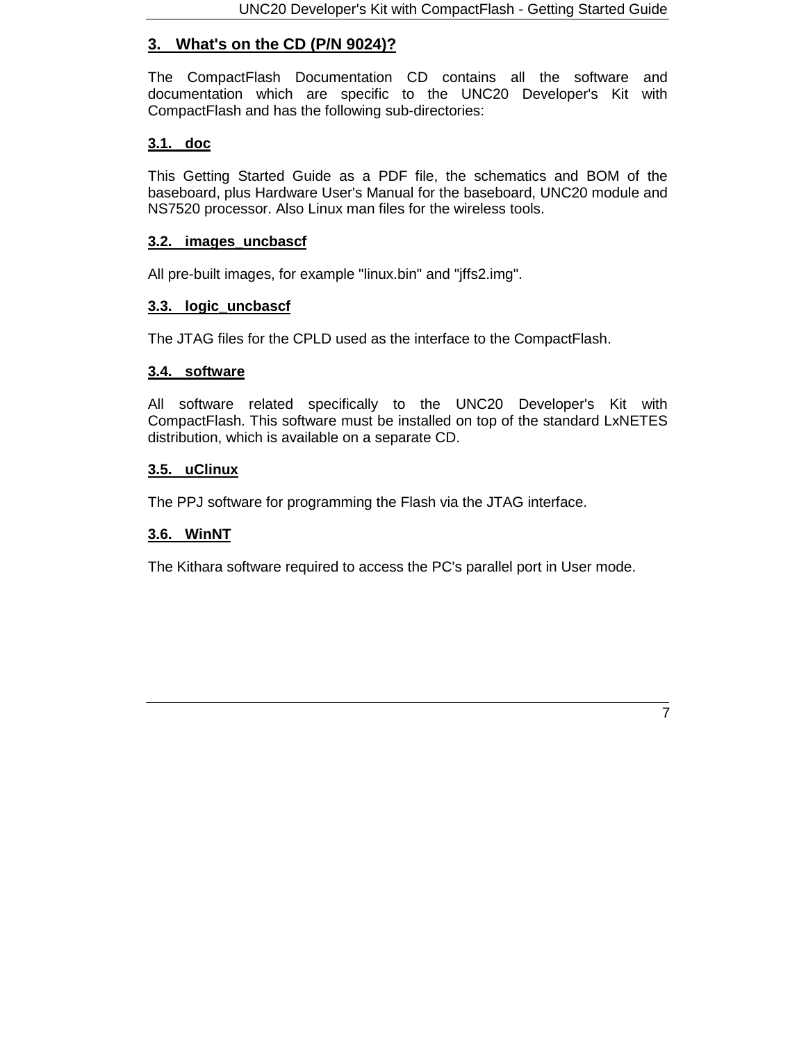## 3. What's on the CD (P/N 9024)?

The CompactFlash Documentation CD contains all the software and documentation which are specific to the UNC20 Developer's Kit with CompactFlash and has the following sub-directories:

### 3.1. doc

This Getting Started Guide as a PDF file, the schematics and BOM of the baseboard, plus Hardware User's Manual for the baseboard, UNC20 module and NS7520 processor. Also Linux man files for the wireless tools.

### 3.2. images_uncbascf

All pre-built images, for example "linux.bin" and "jffs2.img".

### 3.3. logic_uncbascf

The JTAG files for the CPLD used as the interface to the CompactFlash.

### 3.4. software

All software related specifically to the UNC20 Developer's Kit with CompactFlash. This software must be installed on top of the standard LxNETES distribution, which is available on a separate CD.

### 3.5. uClinux

The PPJ software for programming the Flash via the JTAG interface.

### 3.6. WinNT

The Kithara software required to access the PC's parallel port in User mode.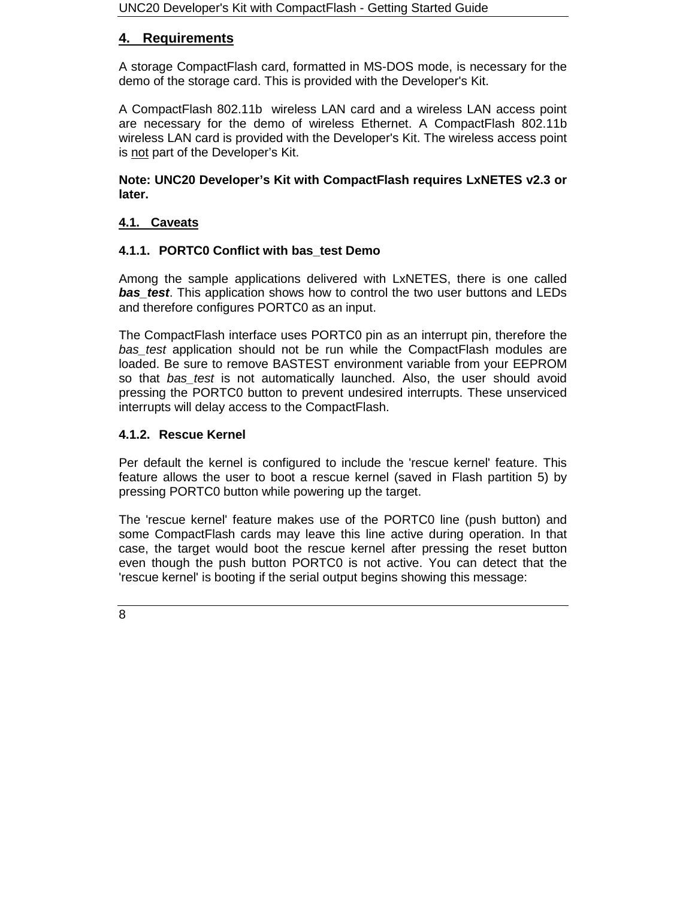## 4. Requirements

A storage CompactFlash card, formatted in MS-DOS mode, is necessary for the demo of the storage card. This is provided with the Developer's Kit.

A CompactFlash 802.11b wireless LAN card and a wireless LAN access point are necessary for the demo of wireless Ethernet. A CompactFlash 802.11b wireless LAN card is provided with the Developer's Kit. The wireless access point is <u>not</u> part of the Developer's Kit.

**Note: UNC20 Developer's Kit with CompactFlash requires LxNETES v2.3 or later.**

### 4.1. Caveats

#### 4.1.1. PORTC0 Conflict with bas_test Demo

Among the sample applications delivered with LxNETES, there is one called ***bas_test***. This application shows how to control the two user buttons and LEDs and therefore configures PORTC0 as an input.

The CompactFlash interface uses PORTC0 pin as an interrupt pin, therefore the *bas_test* application should not be run while the CompactFlash modules are loaded. Be sure to remove BASTEST environment variable from your EEPROM so that *bas_test* is not automatically launched. Also, the user should avoid pressing the PORTC0 button to prevent undesired interrupts. These unserviced interrupts will delay access to the CompactFlash.

#### 4.1.2. Rescue Kernel

Per default the kernel is configured to include the 'rescue kernel' feature. This feature allows the user to boot a rescue kernel (saved in Flash partition 5) by pressing PORTC0 button while powering up the target.

The 'rescue kernel' feature makes use of the PORTC0 line (push button) and some CompactFlash cards may leave this line active during operation. In that case, the target would boot the rescue kernel after pressing the reset button even though the push button PORTC0 is not active. You can detect that the 'rescue kernel' is booting if the serial output begins showing this message: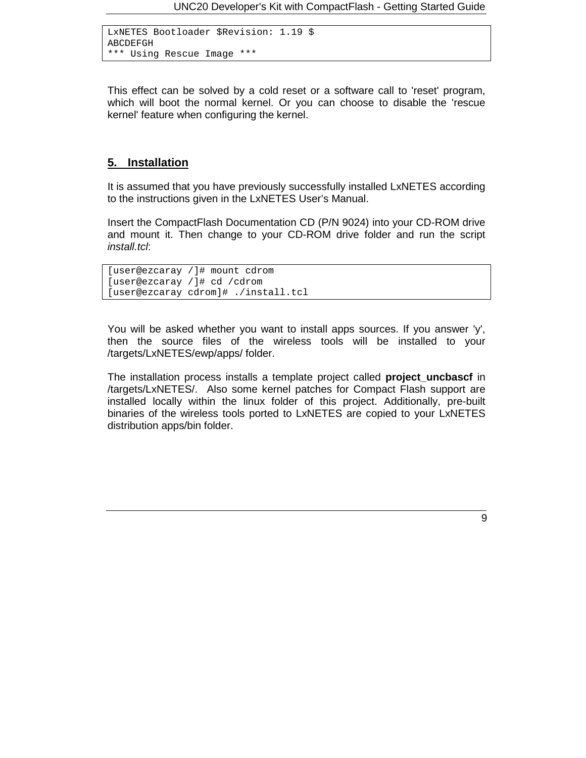```
LxNETES Bootloader $Revision: 1.19 $
ABCDEFGH
*** Using Rescue Image ***
```

This effect can be solved by a cold reset or a software call to 'reset' program, which will boot the normal kernel. Or you can choose to disable the 'rescue kernel' feature when configuring the kernel.

## 5. Installation

It is assumed that you have previously successfully installed LxNETES according to the instructions given in the LxNETES User's Manual.

Insert the CompactFlash Documentation CD (P/N 9024) into your CD-ROM drive and mount it. Then change to your CD-ROM drive folder and run the script *install.tcl*:

```
[user@ezcaray /]# mount cdrom
[user@ezcaray /]# cd /cdrom
[user@ezcaray cdrom]# ./install.tcl
```

You will be asked whether you want to install apps sources. If you answer 'y', then the source files of the wireless tools will be installed to your /targets/LxNETES/ewp/apps/ folder.

The installation process installs a template project called **project_uncbascf** in /targets/LxNETES/. Also some kernel patches for Compact Flash support are installed locally within the linux folder of this project. Additionally, pre-built binaries of the wireless tools ported to LxNETES are copied to your LxNETES distribution apps/bin folder.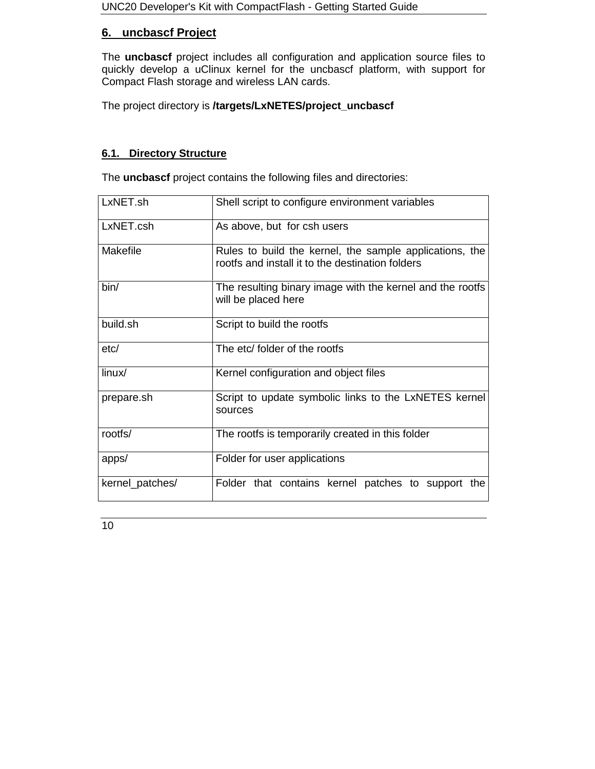# 6. uncbascf Project

The **uncbascf** project includes all configuration and application source files to quickly develop a uClinux kernel for the uncbascf platform, with support for Compact Flash storage and wireless LAN cards.

The project directory is **/targets/LxNETES/project_uncbascf**

## 6.1. Directory Structure

The **uncbascf** project contains the following files and directories:

| | |
|---|---|
| LxNET.sh | Shell script to configure environment variables |
| LxNET.csh | As above, but for csh users |
| Makefile | Rules to build the kernel, the sample applications, the rootfs and install it to the destination folders |
| bin/ | The resulting binary image with the kernel and the rootfs will be placed here |
| build.sh | Script to build the rootfs |
| etc/ | The etc/ folder of the rootfs |
| linux/ | Kernel configuration and object files |
| prepare.sh | Script to update symbolic links to the LxNETES kernel sources |
| rootfs/ | The rootfs is temporarily created in this folder |
| apps/ | Folder for user applications |
| kernel_patches/ | Folder that contains kernel patches to support the |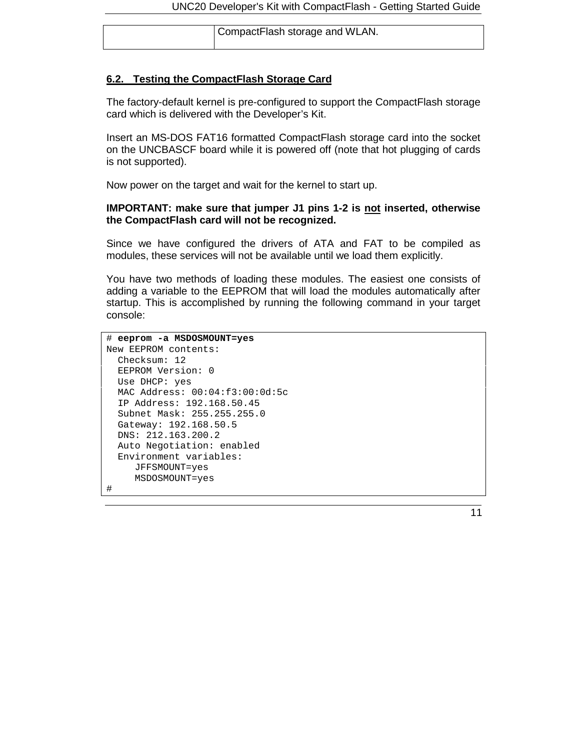|  | CompactFlash storage and WLAN. |
| --- | --- |

## 6.2. Testing the CompactFlash Storage Card

The factory-default kernel is pre-configured to support the CompactFlash storage card which is delivered with the Developer's Kit.

Insert an MS-DOS FAT16 formatted CompactFlash storage card into the socket on the UNCBASCF board while it is powered off (note that hot plugging of cards is not supported).

Now power on the target and wait for the kernel to start up.

**IMPORTANT: make sure that jumper J1 pins 1-2 is not inserted, otherwise the CompactFlash card will not be recognized.**

Since we have configured the drivers of ATA and FAT to be compiled as modules, these services will not be available until we load them explicitly.

You have two methods of loading these modules. The easiest one consists of adding a variable to the EEPROM that will load the modules automatically after startup. This is accomplished by running the following command in your target console:

```
# eeprom -a MSDOSMOUNT=yes
New EEPROM contents:
  Checksum: 12
  EEPROM Version: 0
  Use DHCP: yes
  MAC Address: 00:04:f3:00:0d:5c
  IP Address: 192.168.50.45
  Subnet Mask: 255.255.255.0
  Gateway: 192.168.50.5
  DNS: 212.163.200.2
  Auto Negotiation: enabled
  Environment variables:
     JFFSMOUNT=yes
     MSDOSMOUNT=yes
#
```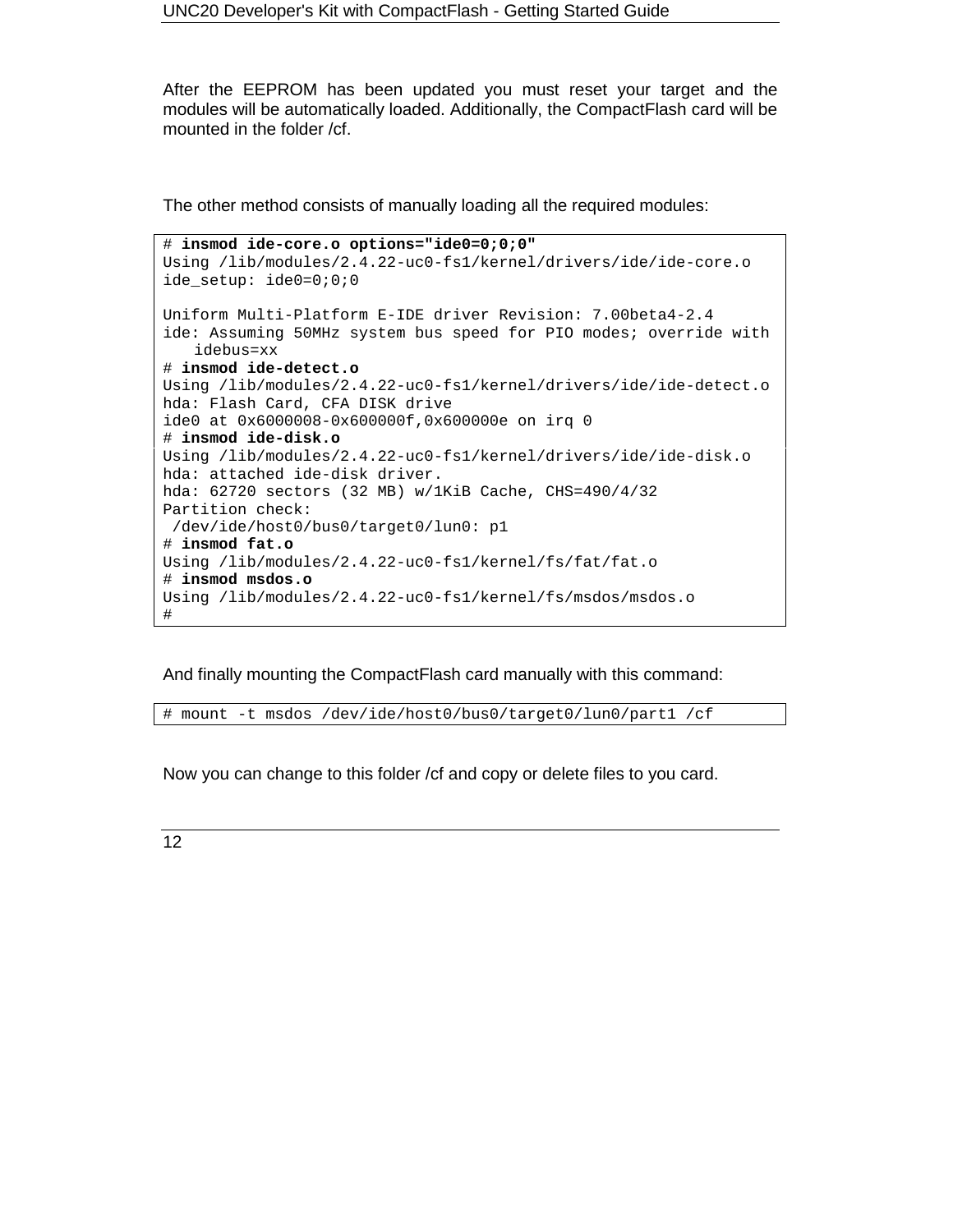After the EEPROM has been updated you must reset your target and the modules will be automatically loaded. Additionally, the CompactFlash card will be mounted in the folder /cf.

The other method consists of manually loading all the required modules:

```
# insmod ide-core.o options="ide0=0;0;0"
Using /lib/modules/2.4.22-uc0-fs1/kernel/drivers/ide/ide-core.o
ide_setup: ide0=0;0;0

Uniform Multi-Platform E-IDE driver Revision: 7.00beta4-2.4
ide: Assuming 50MHz system bus speed for PIO modes; override with
   idebus=xx
# insmod ide-detect.o
Using /lib/modules/2.4.22-uc0-fs1/kernel/drivers/ide/ide-detect.o
hda: Flash Card, CFA DISK drive
ide0 at 0x6000008-0x600000f,0x600000e on irq 0
# insmod ide-disk.o
Using /lib/modules/2.4.22-uc0-fs1/kernel/drivers/ide/ide-disk.o
hda: attached ide-disk driver.
hda: 62720 sectors (32 MB) w/1KiB Cache, CHS=490/4/32
Partition check:
 /dev/ide/host0/bus0/target0/lun0: p1
# insmod fat.o
Using /lib/modules/2.4.22-uc0-fs1/kernel/fs/fat/fat.o
# insmod msdos.o
Using /lib/modules/2.4.22-uc0-fs1/kernel/fs/msdos/msdos.o
#
```

And finally mounting the CompactFlash card manually with this command:

```
# mount -t msdos /dev/ide/host0/bus0/target0/lun0/part1 /cf
```

Now you can change to this folder /cf and copy or delete files to you card.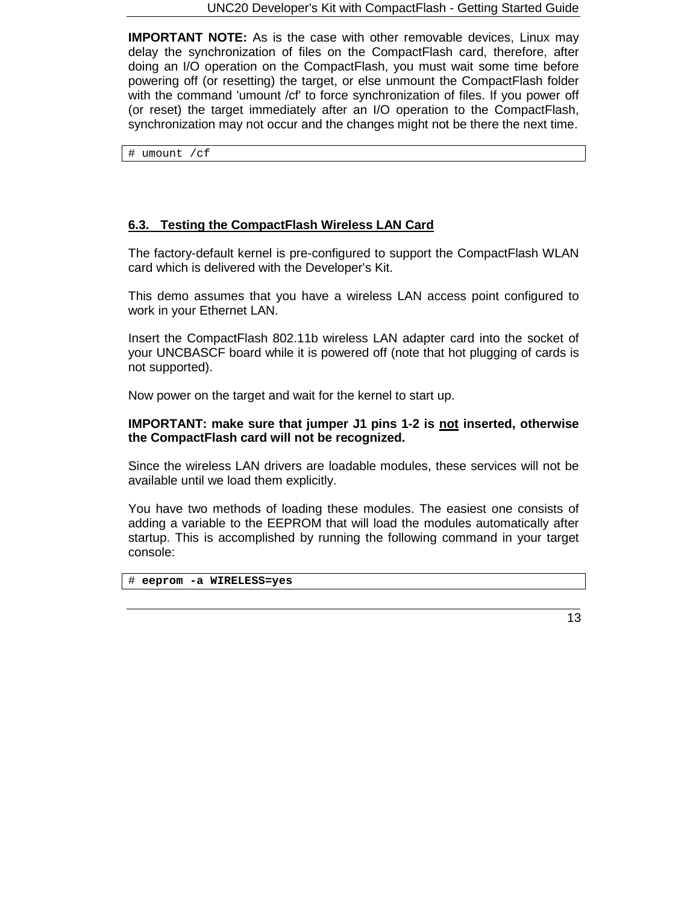**IMPORTANT NOTE:** As is the case with other removable devices, Linux may delay the synchronization of files on the CompactFlash card, therefore, after doing an I/O operation on the CompactFlash, you must wait some time before powering off (or resetting) the target, or else unmount the CompactFlash folder with the command 'umount /cf' to force synchronization of files. If you power off (or reset) the target immediately after an I/O operation to the CompactFlash, synchronization may not occur and the changes might not be there the next time.

```
# umount /cf
```

## 6.3. Testing the CompactFlash Wireless LAN Card

The factory-default kernel is pre-configured to support the CompactFlash WLAN card which is delivered with the Developer's Kit.

This demo assumes that you have a wireless LAN access point configured to work in your Ethernet LAN.

Insert the CompactFlash 802.11b wireless LAN adapter card into the socket of your UNCBASCF board while it is powered off (note that hot plugging of cards is not supported).

Now power on the target and wait for the kernel to start up.

**IMPORTANT: make sure that jumper J1 pins 1-2 is not inserted, otherwise the CompactFlash card will not be recognized.**

Since the wireless LAN drivers are loadable modules, these services will not be available until we load them explicitly.

You have two methods of loading these modules. The easiest one consists of adding a variable to the EEPROM that will load the modules automatically after startup. This is accomplished by running the following command in your target console:

```
# eeprom -a WIRELESS=yes
```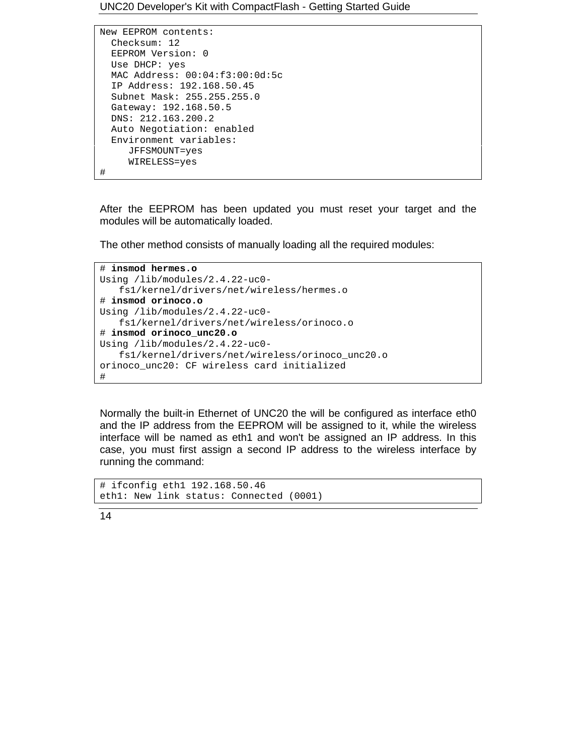```
New EEPROM contents:
  Checksum: 12
  EEPROM Version: 0
  Use DHCP: yes
  MAC Address: 00:04:f3:00:0d:5c
  IP Address: 192.168.50.45
  Subnet Mask: 255.255.255.0
  Gateway: 192.168.50.5
  DNS: 212.163.200.2
  Auto Negotiation: enabled
  Environment variables:
     JFFSMOUNT=yes
     WIRELESS=yes
#
```

After the EEPROM has been updated you must reset your target and the modules will be automatically loaded.

The other method consists of manually loading all the required modules:

```
# insmod hermes.o
Using /lib/modules/2.4.22-uc0-
   fs1/kernel/drivers/net/wireless/hermes.o
# insmod orinoco.o
Using /lib/modules/2.4.22-uc0-
   fs1/kernel/drivers/net/wireless/orinoco.o
# insmod orinoco_unc20.o
Using /lib/modules/2.4.22-uc0-
   fs1/kernel/drivers/net/wireless/orinoco_unc20.o
orinoco_unc20: CF wireless card initialized
#
```

Normally the built-in Ethernet of UNC20 the will be configured as interface eth0 and the IP address from the EEPROM will be assigned to it, while the wireless interface will be named as eth1 and won't be assigned an IP address. In this case, you must first assign a second IP address to the wireless interface by running the command:

```
# ifconfig eth1 192.168.50.46
eth1: New link status: Connected (0001)
```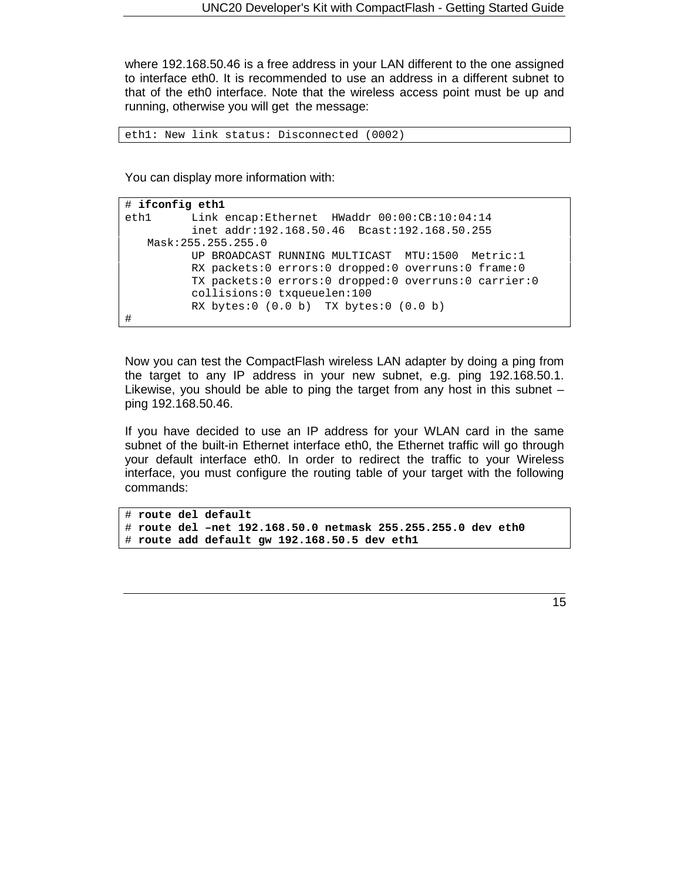where 192.168.50.46 is a free address in your LAN different to the one assigned to interface eth0. It is recommended to use an address in a different subnet to that of the eth0 interface. Note that the wireless access point must be up and running, otherwise you will get the message:

```
eth1: New link status: Disconnected (0002)
```

You can display more information with:

```
# ifconfig eth1
eth1      Link encap:Ethernet  HWaddr 00:00:CB:10:04:14
          inet addr:192.168.50.46  Bcast:192.168.50.255
    Mask:255.255.255.0
          UP BROADCAST RUNNING MULTICAST  MTU:1500  Metric:1
          RX packets:0 errors:0 dropped:0 overruns:0 frame:0
          TX packets:0 errors:0 dropped:0 overruns:0 carrier:0
          collisions:0 txqueuelen:100
          RX bytes:0 (0.0 b)  TX bytes:0 (0.0 b)
#
```

Now you can test the CompactFlash wireless LAN adapter by doing a ping from the target to any IP address in your new subnet, e.g. ping 192.168.50.1. Likewise, you should be able to ping the target from any host in this subnet – ping 192.168.50.46.

If you have decided to use an IP address for your WLAN card in the same subnet of the built-in Ethernet interface eth0, the Ethernet traffic will go through your default interface eth0. In order to redirect the traffic to your Wireless interface, you must configure the routing table of your target with the following commands:

```
# route del default
# route del –net 192.168.50.0 netmask 255.255.255.0 dev eth0
# route add default gw 192.168.50.5 dev eth1
```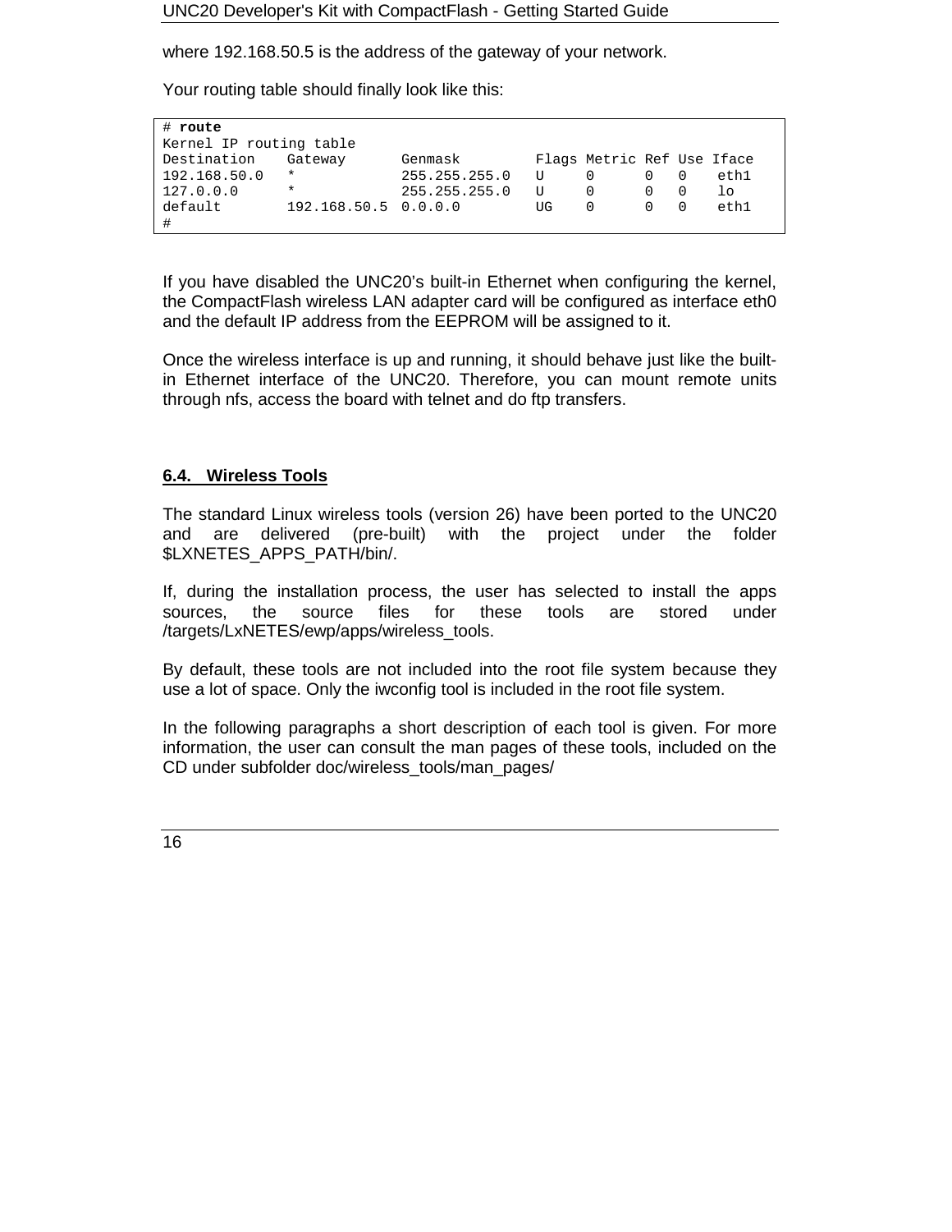where 192.168.50.5 is the address of the gateway of your network.

Your routing table should finally look like this:

```
# route
Kernel IP routing table
Destination    Gateway       Genmask         Flags Metric Ref Use Iface
192.168.50.0   *             255.255.255.0   U     0      0   0    eth1
127.0.0.0      *             255.255.255.0   U     0      0   0    lo
default        192.168.50.5  0.0.0.0         UG    0      0   0    eth1
#
```

If you have disabled the UNC20's built-in Ethernet when configuring the kernel, the CompactFlash wireless LAN adapter card will be configured as interface eth0 and the default IP address from the EEPROM will be assigned to it.

Once the wireless interface is up and running, it should behave just like the built-in Ethernet interface of the UNC20. Therefore, you can mount remote units through nfs, access the board with telnet and do ftp transfers.

## 6.4. Wireless Tools

The standard Linux wireless tools (version 26) have been ported to the UNC20 and are delivered (pre-built) with the project under the folder $LXNETES_APPS_PATH/bin/.

If, during the installation process, the user has selected to install the apps sources, the source files for these tools are stored under /targets/LxNETES/ewp/apps/wireless_tools.

By default, these tools are not included into the root file system because they use a lot of space. Only the iwconfig tool is included in the root file system.

In the following paragraphs a short description of each tool is given. For more information, the user can consult the man pages of these tools, included on the CD under subfolder doc/wireless_tools/man_pages/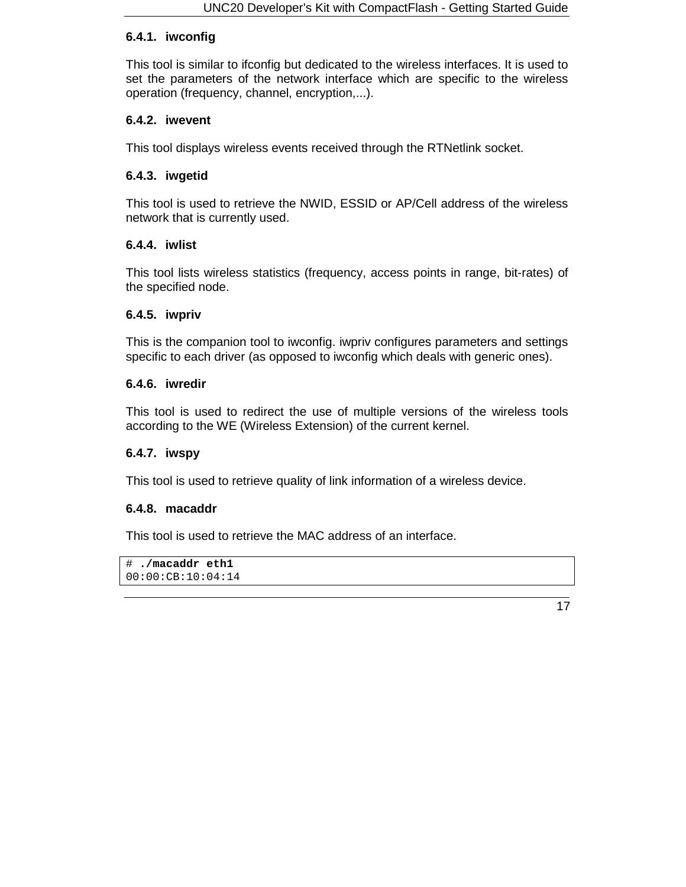#### 6.4.1. iwconfig

This tool is similar to ifconfig but dedicated to the wireless interfaces. It is used to set the parameters of the network interface which are specific to the wireless operation (frequency, channel, encryption,...).

#### 6.4.2. iwevent

This tool displays wireless events received through the RTNetlink socket.

#### 6.4.3. iwgetid

This tool is used to retrieve the NWID, ESSID or AP/Cell address of the wireless network that is currently used.

#### 6.4.4. iwlist

This tool lists wireless statistics (frequency, access points in range, bit-rates) of the specified node.

#### 6.4.5. iwpriv

This is the companion tool to iwconfig. iwpriv configures parameters and settings specific to each driver (as opposed to iwconfig which deals with generic ones).

#### 6.4.6. iwredir

This tool is used to redirect the use of multiple versions of the wireless tools according to the WE (Wireless Extension) of the current kernel.

#### 6.4.7. iwspy

This tool is used to retrieve quality of link information of a wireless device.

#### 6.4.8. macaddr

This tool is used to retrieve the MAC address of an interface.

```
# ./macaddr eth1
00:00:CB:10:04:14
```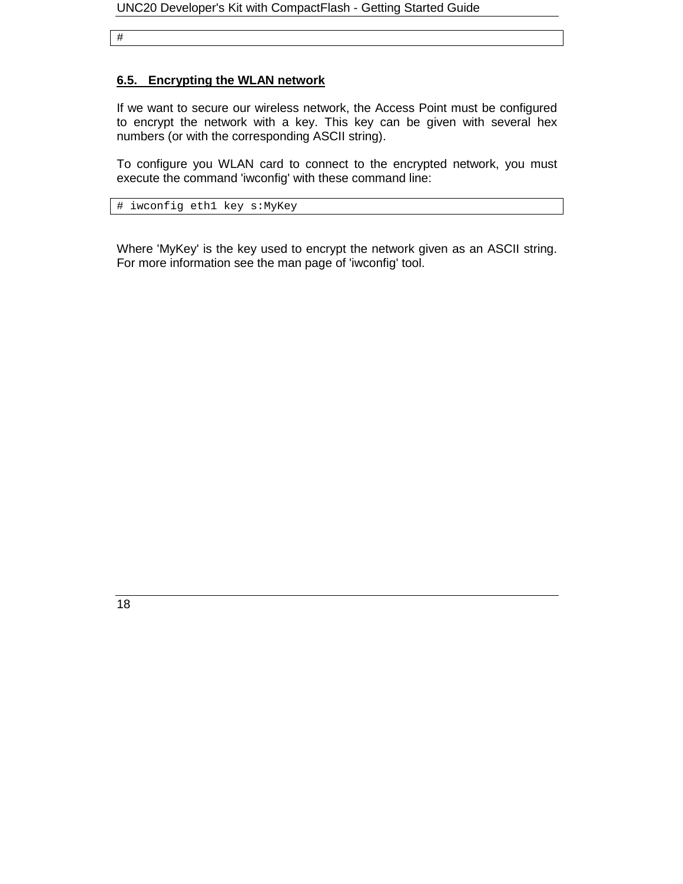```
#
```

## 6.5. Encrypting the WLAN network

If we want to secure our wireless network, the Access Point must be configured to encrypt the network with a key. This key can be given with several hex numbers (or with the corresponding ASCII string).

To configure you WLAN card to connect to the encrypted network, you must execute the command 'iwconfig' with these command line:

```
# iwconfig eth1 key s:MyKey
```

Where 'MyKey' is the key used to encrypt the network given as an ASCII string. For more information see the man page of 'iwconfig' tool.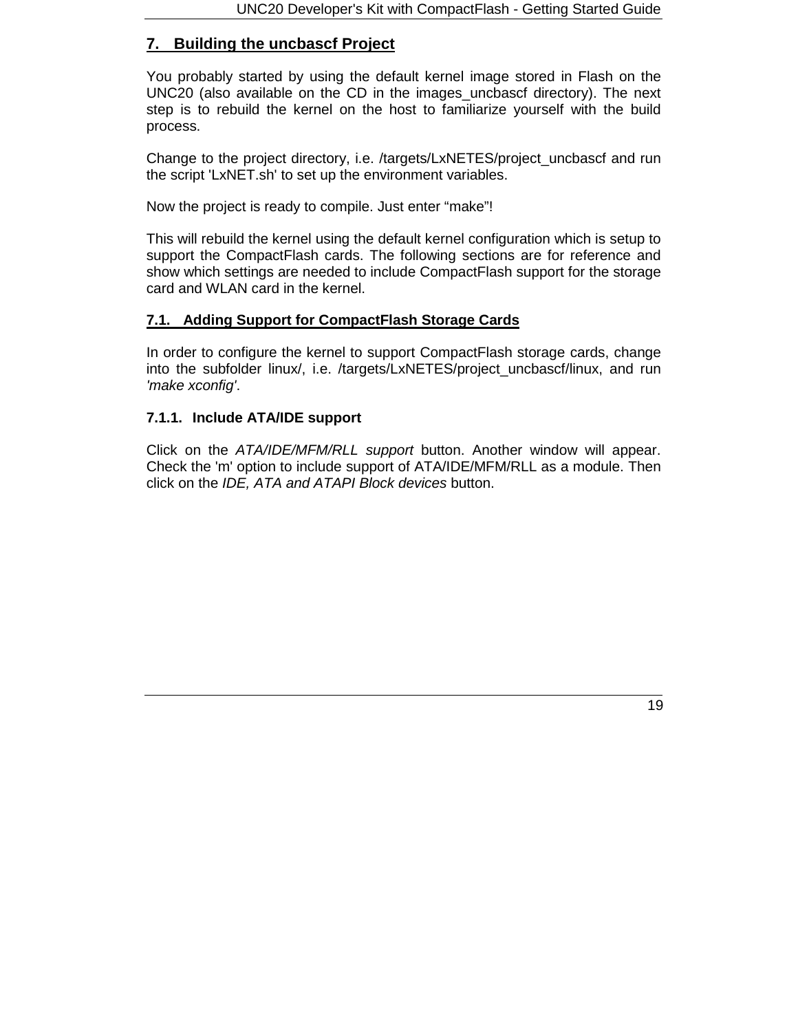## 7. Building the uncbascf Project

You probably started by using the default kernel image stored in Flash on the UNC20 (also available on the CD in the images_uncbascf directory). The next step is to rebuild the kernel on the host to familiarize yourself with the build process.

Change to the project directory, i.e. /targets/LxNETES/project_uncbascf and run the script 'LxNET.sh' to set up the environment variables.

Now the project is ready to compile. Just enter “make”!

This will rebuild the kernel using the default kernel configuration which is setup to support the CompactFlash cards. The following sections are for reference and show which settings are needed to include CompactFlash support for the storage card and WLAN card in the kernel.

### 7.1. Adding Support for CompactFlash Storage Cards

In order to configure the kernel to support CompactFlash storage cards, change into the subfolder linux/, i.e. /targets/LxNETES/project_uncbascf/linux, and run *'make xconfig'*.

#### 7.1.1. Include ATA/IDE support

Click on the *ATA/IDE/MFM/RLL support* button. Another window will appear. Check the 'm' option to include support of ATA/IDE/MFM/RLL as a module. Then click on the *IDE, ATA and ATAPI Block devices* button.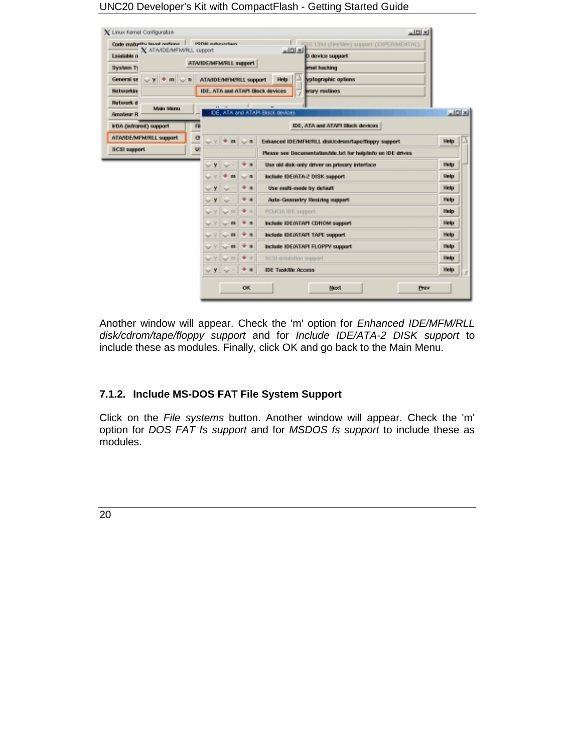Another window will appear. Check the 'm' option for *Enhanced IDE/MFM/RLL disk/cdrom/tape/floppy support* and for *Include IDE/ATA-2 DISK support* to include these as modules. Finally, click OK and go back to the Main Menu.

### 7.1.2. Include MS-DOS FAT File System Support

Click on the *File systems* button. Another window will appear. Check the 'm' option for *DOS FAT fs support* and for *MSDOS fs support* to include these as modules.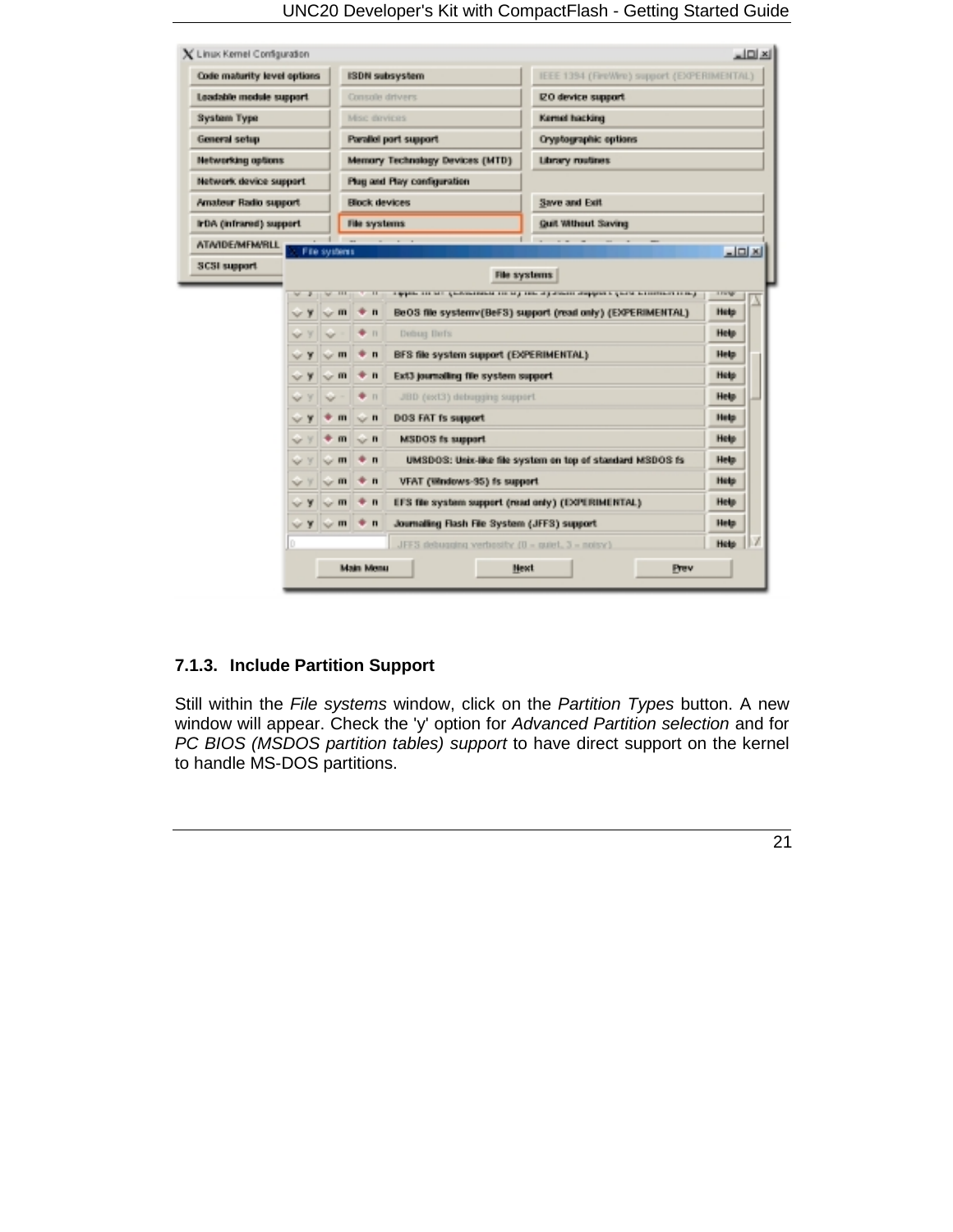### 7.1.3. Include Partition Support

Still within the *File systems* window, click on the *Partition Types* button. A new window will appear. Check the 'y' option for *Advanced Partition selection* and for *PC BIOS (MSDOS partition tables) support* to have direct support on the kernel to handle MS-DOS partitions.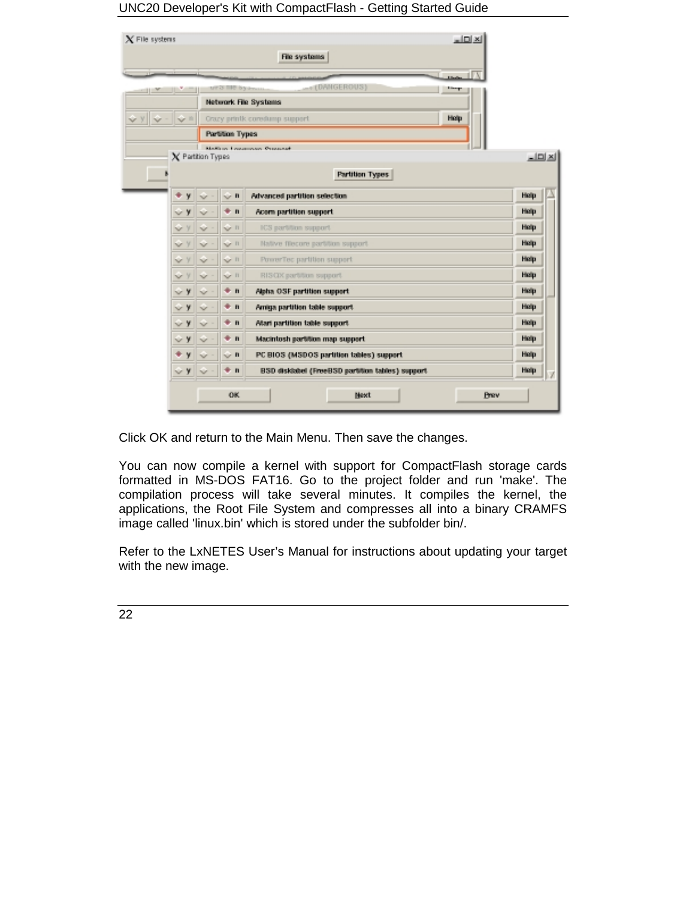Click OK and return to the Main Menu. Then save the changes.

You can now compile a kernel with support for CompactFlash storage cards formatted in MS-DOS FAT16. Go to the project folder and run 'make'. The compilation process will take several minutes. It compiles the kernel, the applications, the Root File System and compresses all into a binary CRAMFS image called 'linux.bin' which is stored under the subfolder bin/.

Refer to the LxNETES User’s Manual for instructions about updating your target with the new image.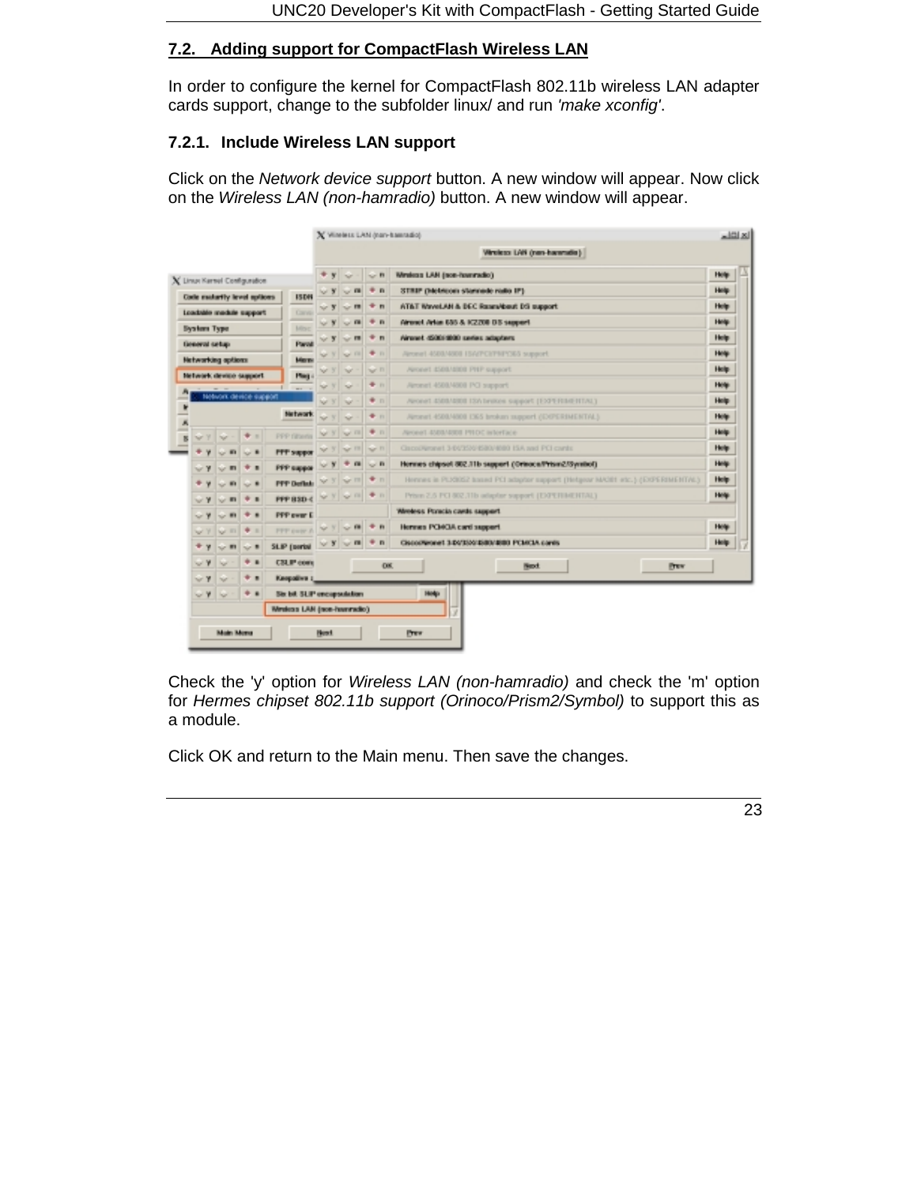## 7.2. Adding support for CompactFlash Wireless LAN

In order to configure the kernel for CompactFlash 802.11b wireless LAN adapter cards support, change to the subfolder linux/ and run *'make xconfig'*.

### 7.2.1. Include Wireless LAN support

Click on the *Network device support* button. A new window will appear. Now click on the *Wireless LAN (non-hamradio)* button. A new window will appear.

Check the 'y' option for *Wireless LAN (non-hamradio)* and check the 'm' option for *Hermes chipset 802.11b support (Orinoco/Prism2/Symbol)* to support this as a module.

Click OK and return to the Main menu. Then save the changes.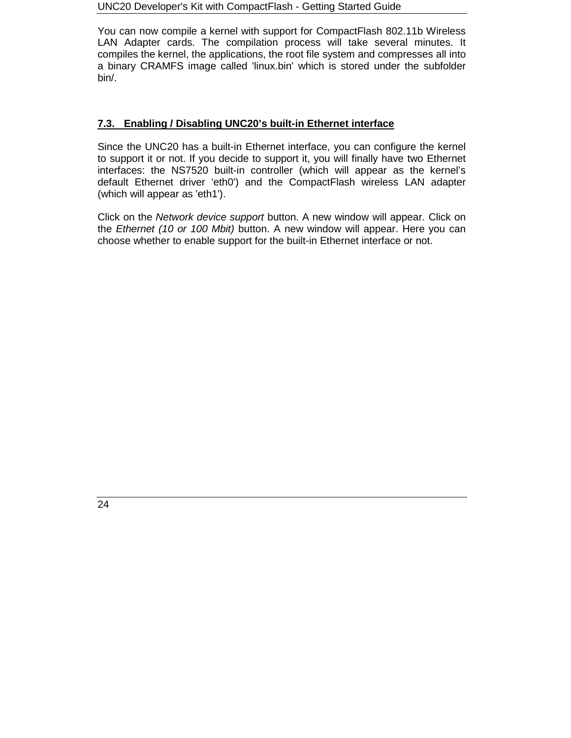You can now compile a kernel with support for CompactFlash 802.11b Wireless LAN Adapter cards. The compilation process will take several minutes. It compiles the kernel, the applications, the root file system and compresses all into a binary CRAMFS image called 'linux.bin' which is stored under the subfolder bin/.

## 7.3. Enabling / Disabling UNC20's built-in Ethernet interface

Since the UNC20 has a built-in Ethernet interface, you can configure the kernel to support it or not. If you decide to support it, you will finally have two Ethernet interfaces: the NS7520 built-in controller (which will appear as the kernel's default Ethernet driver 'eth0') and the CompactFlash wireless LAN adapter (which will appear as 'eth1').

Click on the *Network device support* button. A new window will appear. Click on the *Ethernet (10 or 100 Mbit)* button. A new window will appear. Here you can choose whether to enable support for the built-in Ethernet interface or not.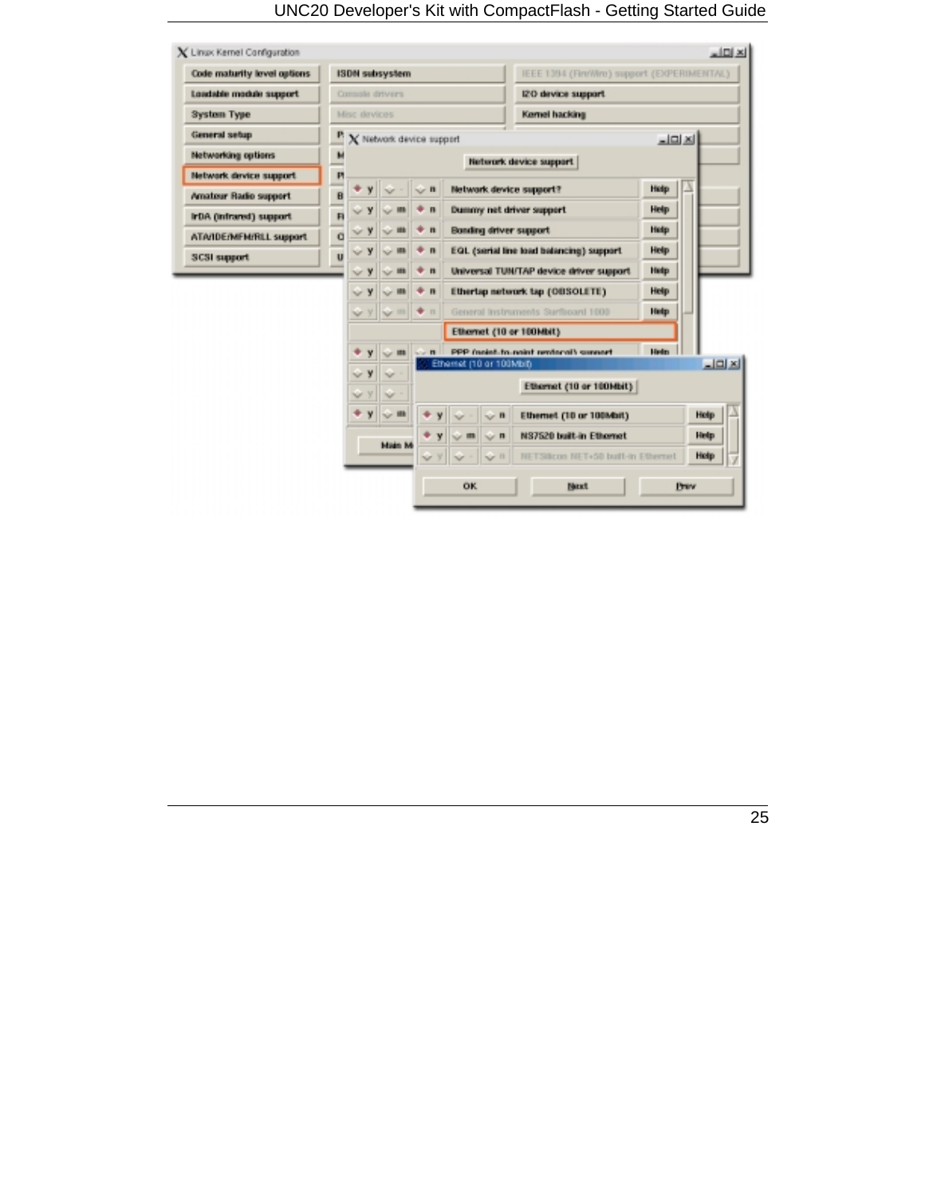Linux Kernel Configuration

Code maturity level options
Loadable module support
System Type
General setup
Networking options
Network device support
Amateur Radio support
IrDA (infrared) support
ATA/IDE/MFM/RLL support
SCSI support

ISDN subsystem
Console drivers
Misc devices

IEEE 1394 (FireWire) support (EXPERIMENTAL)
I2O device support
Kernel hacking

Network device support

Network device support

y - n Network device support? Help
y m n Dummy net driver support Help
y m n Bonding driver support Help
y m n EQL (serial line load balancing) support Help
y m n Universal TUN/TAP device driver support Help
y m n Ethertap network tap (OBSOLETE) Help
y m n General Instruments Surfboard 1000 Help
Ethernet (10 or 100Mbit)
y m n PPP (point-to-point protocol) support Help

Main Menu

Ethernet (10 or 100Mbit)

Ethernet (10 or 100Mbit)

y - n Ethernet (10 or 100Mbit) Help
y m n NS7520 built-in Ethernet Help
y - n NET50com NET+50 built-in Ethernet Help

OK Next Prev